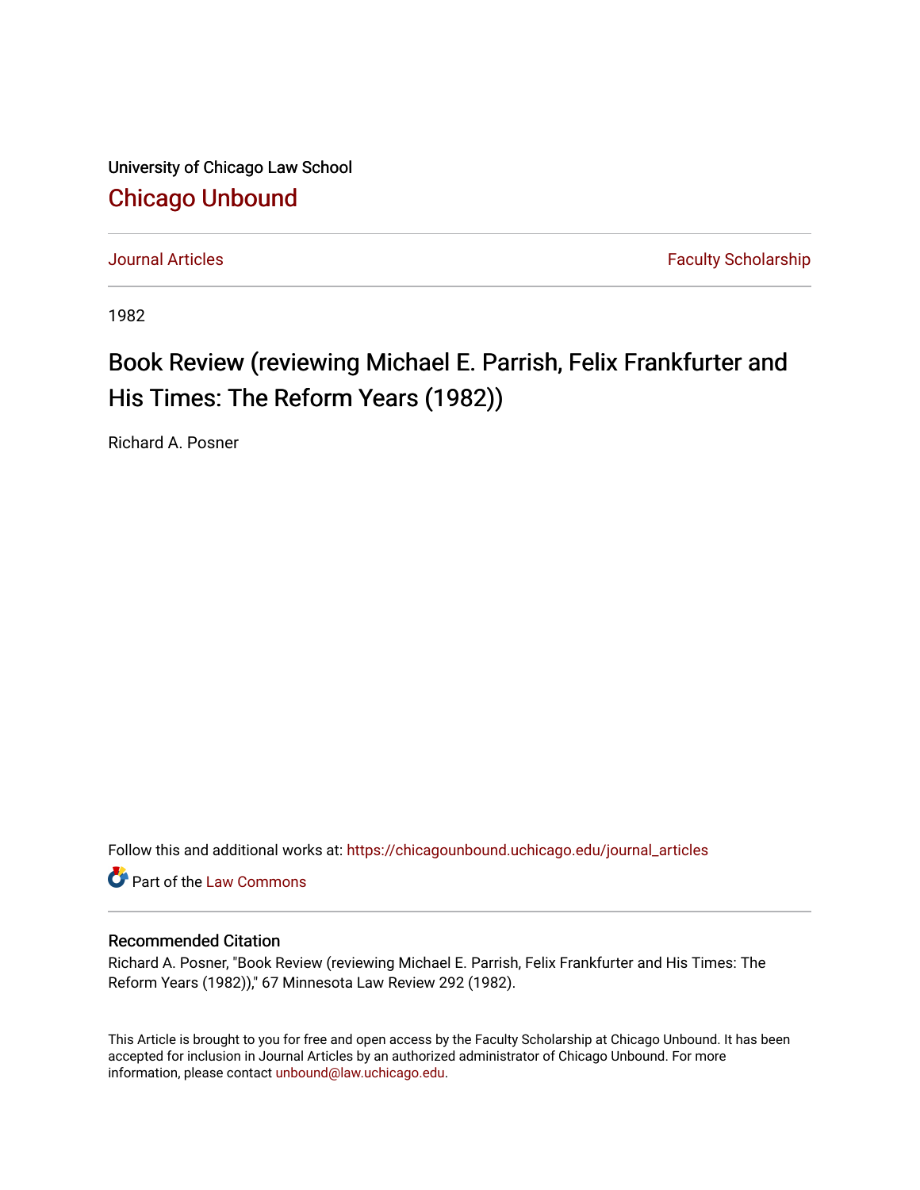University of Chicago Law School

# Chicago Unbound

Journal Articles | Faculty Scholarship

1982

# Book Review (reviewing Michael E. Parrish, Felix Frankfurter and His Times: The Reform Years (1982))

Richard A. Posner

Follow this and additional works at: https://chicagounbound.uchicago.edu/journal_articles

Part of the Law Commons

## Recommended Citation

Richard A. Posner, "Book Review (reviewing Michael E. Parrish, Felix Frankfurter and His Times: The Reform Years (1982))," 67 Minnesota Law Review 292 (1982).

This Article is brought to you for free and open access by the Faculty Scholarship at Chicago Unbound. It has been accepted for inclusion in Journal Articles by an authorized administrator of Chicago Unbound. For more information, please contact unbound@law.uchicago.edu.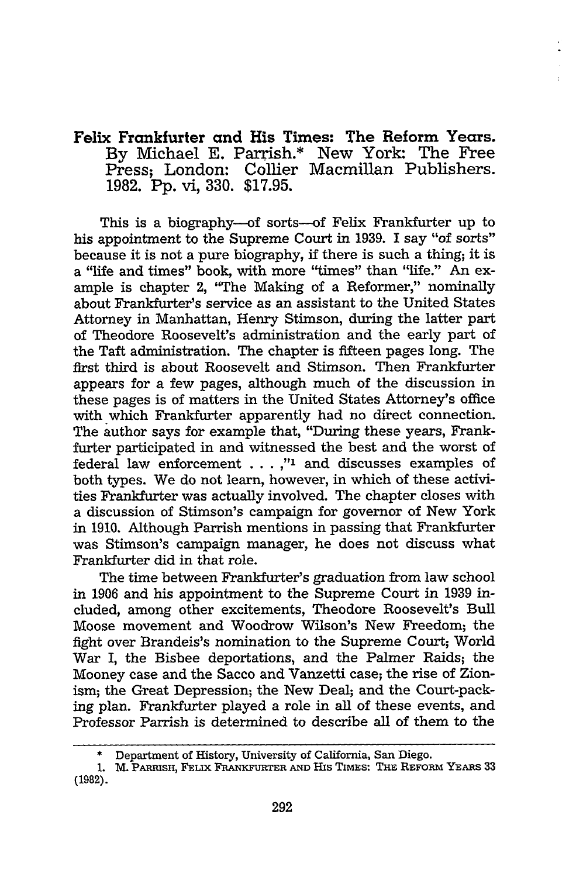**Felix Frankfurter and His Times: The Reform Years.** By Michael E. Parrish.* New York: The Free Press; London: Collier Macmillan Publishers. 1982. Pp. vi, 330. $17.95.

This is a biography—of sorts—of Felix Frankfurter up to his appointment to the Supreme Court in 1939. I say "of sorts" because it is not a pure biography, if there is such a thing; it is a "life and times" book, with more "times" than "life." An example is chapter 2, "The Making of a Reformer," nominally about Frankfurter's service as an assistant to the United States Attorney in Manhattan, Henry Stimson, during the latter part of Theodore Roosevelt's administration and the early part of the Taft administration. The chapter is fifteen pages long. The first third is about Roosevelt and Stimson. Then Frankfurter appears for a few pages, although much of the discussion in these pages is of matters in the United States Attorney's office with which Frankfurter apparently had no direct connection. The author says for example that, "During these years, Frankfurter participated in and witnessed the best and the worst of federal law enforcement . . . ,"[1] and discusses examples of both types. We do not learn, however, in which of these activities Frankfurter was actually involved. The chapter closes with a discussion of Stimson's campaign for governor of New York in 1910. Although Parrish mentions in passing that Frankfurter was Stimson's campaign manager, he does not discuss what Frankfurter did in that role.

The time between Frankfurter's graduation from law school in 1906 and his appointment to the Supreme Court in 1939 included, among other excitements, Theodore Roosevelt's Bull Moose movement and Woodrow Wilson's New Freedom; the fight over Brandeis's nomination to the Supreme Court; World War I, the Bisbee deportations, and the Palmer Raids; the Mooney case and the Sacco and Vanzetti case; the rise of Zionism; the Great Depression; the New Deal; and the Court-packing plan. Frankfurter played a role in all of these events, and Professor Parrish is determined to describe all of them to the

---

\* Department of History, University of California, San Diego.

1. M. PARRISH, FELIX FRANKFURTER AND HIS TIMES: THE REFORM YEARS 33 (1982).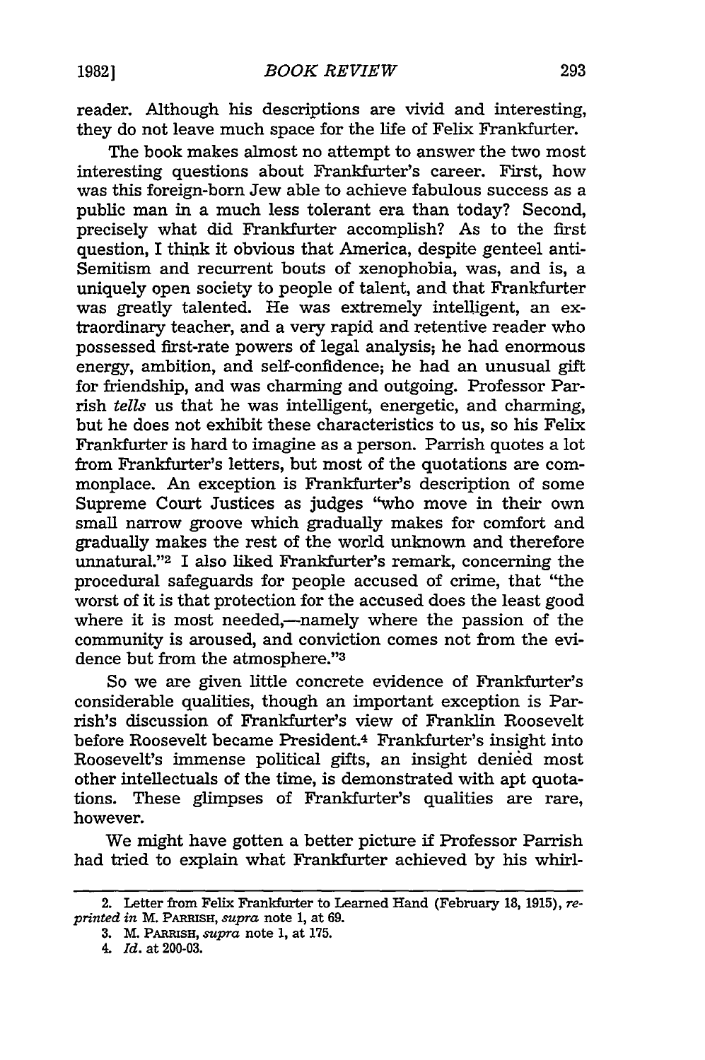reader. Although his descriptions are vivid and interesting, they do not leave much space for the life of Felix Frankfurter.

The book makes almost no attempt to answer the two most interesting questions about Frankfurter's career. First, how was this foreign-born Jew able to achieve fabulous success as a public man in a much less tolerant era than today? Second, precisely what did Frankfurter accomplish? As to the first question, I think it obvious that America, despite genteel anti-Semitism and recurrent bouts of xenophobia, was, and is, a uniquely open society to people of talent, and that Frankfurter was greatly talented. He was extremely intelligent, an extraordinary teacher, and a very rapid and retentive reader who possessed first-rate powers of legal analysis; he had enormous energy, ambition, and self-confidence; he had an unusual gift for friendship, and was charming and outgoing. Professor Parrish *tells* us that he was intelligent, energetic, and charming, but he does not exhibit these characteristics to us, so his Felix Frankfurter is hard to imagine as a person. Parrish quotes a lot from Frankfurter's letters, but most of the quotations are commonplace. An exception is Frankfurter's description of some Supreme Court Justices as judges "who move in their own small narrow groove which gradually makes for comfort and gradually makes the rest of the world unknown and therefore unnatural."[2] I also liked Frankfurter's remark, concerning the procedural safeguards for people accused of crime, that "the worst of it is that protection for the accused does the least good where it is most needed,—namely where the passion of the community is aroused, and conviction comes not from the evidence but from the atmosphere."[3]

So we are given little concrete evidence of Frankfurter's considerable qualities, though an important exception is Parrish's discussion of Frankfurter's view of Franklin Roosevelt before Roosevelt became President.[4] Frankfurter's insight into Roosevelt's immense political gifts, an insight denied most other intellectuals of the time, is demonstrated with apt quotations. These glimpses of Frankfurter's qualities are rare, however.

We might have gotten a better picture if Professor Parrish had tried to explain what Frankfurter achieved by his whirl-

---

2. Letter from Felix Frankfurter to Learned Hand (February 18, 1915), *reprinted in* M. PARRISH, *supra* note 1, at 69.

3. M. PARRISH, *supra* note 1, at 175.

4. *Id.* at 200-03.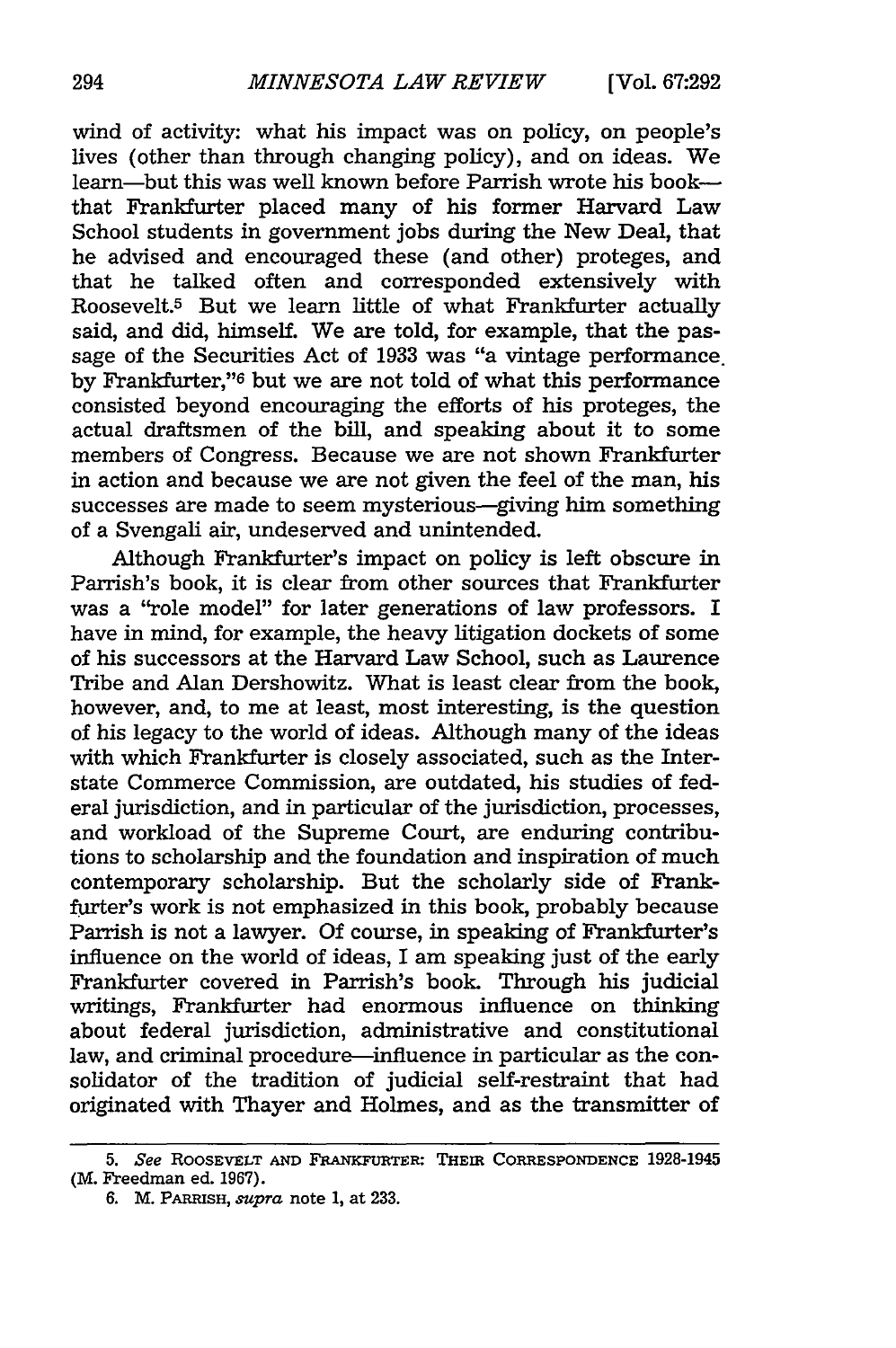wind of activity: what his impact was on policy, on people's lives (other than through changing policy), and on ideas. We learn—but this was well known before Parrish wrote his book—that Frankfurter placed many of his former Harvard Law School students in government jobs during the New Deal, that he advised and encouraged these (and other) proteges, and that he talked often and corresponded extensively with Roosevelt.[5] But we learn little of what Frankfurter actually said, and did, himself. We are told, for example, that the passage of the Securities Act of 1933 was "a vintage performance by Frankfurter,"[6] but we are not told of what this performance consisted beyond encouraging the efforts of his proteges, the actual draftsmen of the bill, and speaking about it to some members of Congress. Because we are not shown Frankfurter in action and because we are not given the feel of the man, his successes are made to seem mysterious—giving him something of a Svengali air, undeserved and unintended.

Although Frankfurter's impact on policy is left obscure in Parrish's book, it is clear from other sources that Frankfurter was a "role model" for later generations of law professors. I have in mind, for example, the heavy litigation dockets of some of his successors at the Harvard Law School, such as Laurence Tribe and Alan Dershowitz. What is least clear from the book, however, and, to me at least, most interesting, is the question of his legacy to the world of ideas. Although many of the ideas with which Frankfurter is closely associated, such as the Interstate Commerce Commission, are outdated, his studies of federal jurisdiction, and in particular of the jurisdiction, processes, and workload of the Supreme Court, are enduring contributions to scholarship and the foundation and inspiration of much contemporary scholarship. But the scholarly side of Frankfurter's work is not emphasized in this book, probably because Parrish is not a lawyer. Of course, in speaking of Frankfurter's influence on the world of ideas, I am speaking just of the early Frankfurter covered in Parrish's book. Through his judicial writings, Frankfurter had enormous influence on thinking about federal jurisdiction, administrative and constitutional law, and criminal procedure—influence in particular as the consolidator of the tradition of judicial self-restraint that had originated with Thayer and Holmes, and as the transmitter of

---

5. *See* ROOSEVELT AND FRANKFURTER: THEIR CORRESPONDENCE 1928-1945 (M. Freedman ed. 1967).

6. M. PARRISH, *supra* note 1, at 233.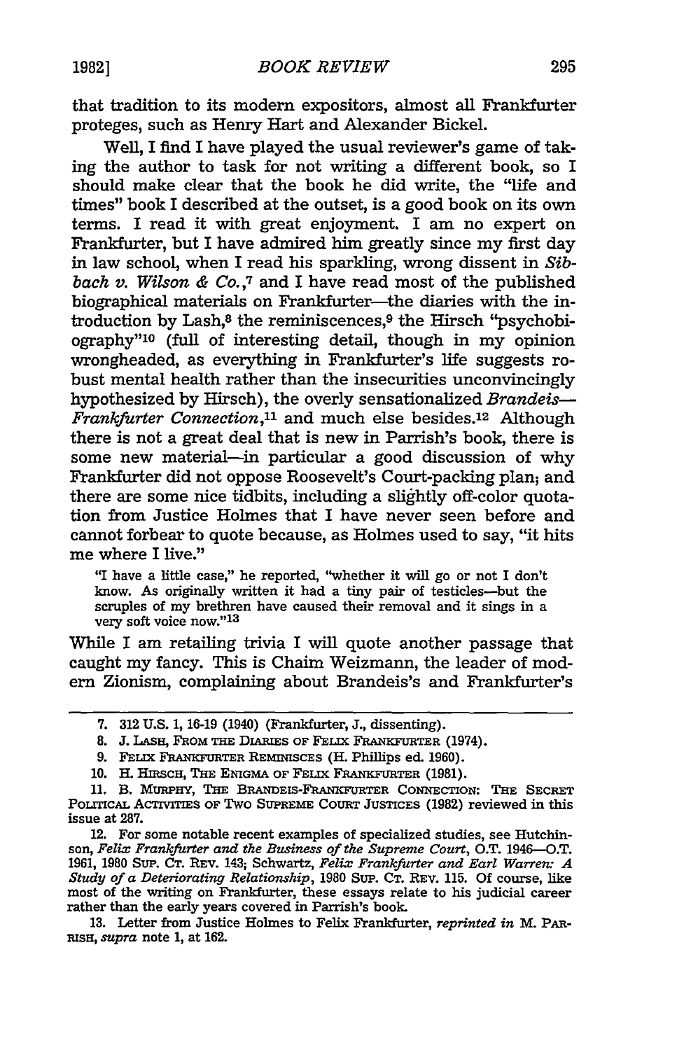that tradition to its modern expositors, almost all Frankfurter proteges, such as Henry Hart and Alexander Bickel.

Well, I find I have played the usual reviewer's game of taking the author to task for not writing a different book, so I should make clear that the book he did write, the "life and times" book I described at the outset, is a good book on its own terms. I read it with great enjoyment. I am no expert on Frankfurter, but I have admired him greatly since my first day in law school, when I read his sparkling, wrong dissent in *Sibbach v. Wilson & Co.*,[7] and I have read most of the published biographical materials on Frankfurter—the diaries with the introduction by Lash,[8] the reminiscences,[9] the Hirsch "psychobiography"[10] (full of interesting detail, though in my opinion wrongheaded, as everything in Frankfurter's life suggests robust mental health rather than the insecurities unconvincingly hypothesized by Hirsch), the overly sensationalized *Brandeis—Frankfurter Connection*,[11] and much else besides.[12] Although there is not a great deal that is new in Parrish's book, there is some new material—in particular a good discussion of why Frankfurter did not oppose Roosevelt's Court-packing plan; and there are some nice tidbits, including a slightly off-color quotation from Justice Holmes that I have never seen before and cannot forbear to quote because, as Holmes used to say, "it hits me where I live."

> "I have a little case," he reported, "whether it will go or not I don't know. As originally written it had a tiny pair of testicles—but the scruples of my brethren have caused their removal and it sings in a very soft voice now."[13]

While I am retailing trivia I will quote another passage that caught my fancy. This is Chaim Weizmann, the leader of modern Zionism, complaining about Brandeis's and Frankfurter's

---

7. 312 U.S. 1, 16-19 (1940) (Frankfurter, J., dissenting).

8. J. LASH, FROM THE DIARIES OF FELIX FRANKFURTER (1974).

9. FELIX FRANKFURTER REMINISCES (H. Phillips ed. 1960).

10. H. HIRSCH, THE ENIGMA OF FELIX FRANKFURTER (1981).

11. B. MURPHY, THE BRANDEIS-FRANKFURTER CONNECTION: THE SECRET POLITICAL ACTIVITIES OF TWO SUPREME COURT JUSTICES (1982) reviewed in this issue at 287.

12. For some notable recent examples of specialized studies, see Hutchinson, *Felix Frankfurter and the Business of the Supreme Court*, O.T. 1946—O.T. 1961, 1980 SUP. CT. REV. 143; Schwartz, *Felix Frankfurter and Earl Warren: A Study of a Deteriorating Relationship*, 1980 SUP. CT. REV. 115. Of course, like most of the writing on Frankfurter, these essays relate to his judicial career rather than the early years covered in Parrish's book.

13. Letter from Justice Holmes to Felix Frankfurter, *reprinted in* M. PARRISH, *supra* note 1, at 162.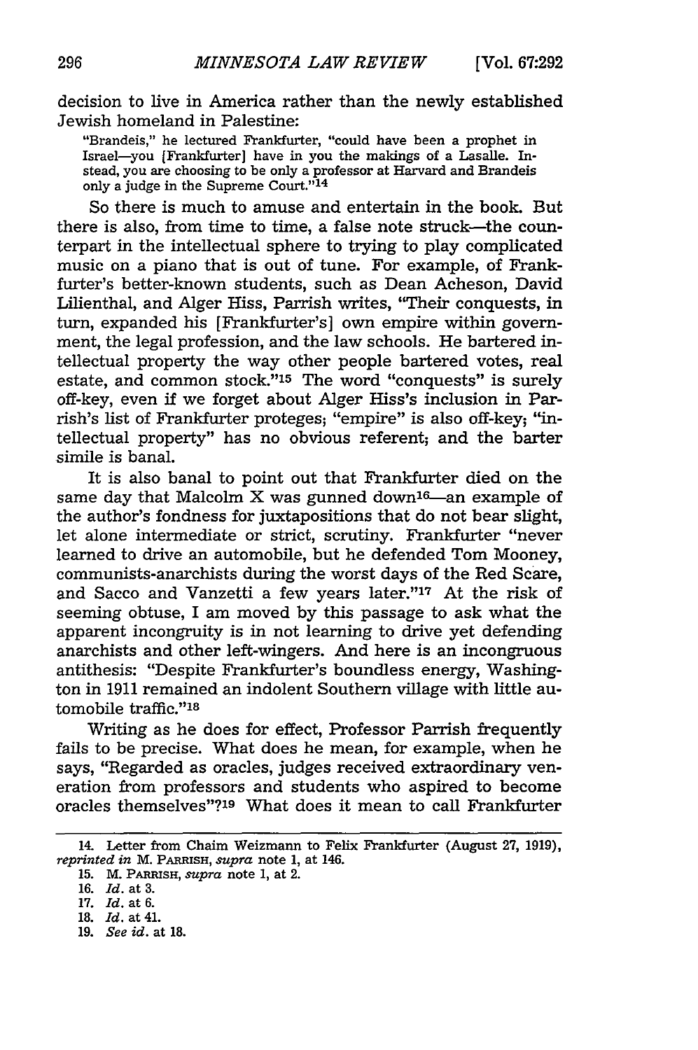decision to live in America rather than the newly established Jewish homeland in Palestine:

> "Brandeis," he lectured Frankfurter, "could have been a prophet in Israel—you [Frankfurter] have in you the makings of a Lasalle. Instead, you are choosing to be only a professor at Harvard and Brandeis only a judge in the Supreme Court."[14]

So there is much to amuse and entertain in the book. But there is also, from time to time, a false note struck—the counterpart in the intellectual sphere to trying to play complicated music on a piano that is out of tune. For example, of Frankfurter's better-known students, such as Dean Acheson, David Lilienthal, and Alger Hiss, Parrish writes, "Their conquests, in turn, expanded his [Frankfurter's] own empire within government, the legal profession, and the law schools. He bartered intellectual property the way other people bartered votes, real estate, and common stock."[15] The word "conquests" is surely off-key, even if we forget about Alger Hiss's inclusion in Parrish's list of Frankfurter proteges; "empire" is also off-key; "intellectual property" has no obvious referent; and the barter simile is banal.

It is also banal to point out that Frankfurter died on the same day that Malcolm X was gunned down[16]—an example of the author's fondness for juxtapositions that do not bear slight, let alone intermediate or strict, scrutiny. Frankfurter "never learned to drive an automobile, but he defended Tom Mooney, communists-anarchists during the worst days of the Red Scare, and Sacco and Vanzetti a few years later."[17] At the risk of seeming obtuse, I am moved by this passage to ask what the apparent incongruity is in not learning to drive yet defending anarchists and other left-wingers. And here is an incongruous antithesis: "Despite Frankfurter's boundless energy, Washington in 1911 remained an indolent Southern village with little automobile traffic."[18]

Writing as he does for effect, Professor Parrish frequently fails to be precise. What does he mean, for example, when he says, "Regarded as oracles, judges received extraordinary veneration from professors and students who aspired to become oracles themselves"?[19] What does it mean to call Frankfurter

---

14. Letter from Chaim Weizmann to Felix Frankfurter (August 27, 1919), *reprinted in* M. PARRISH, *supra* note 1, at 146.

15. M. PARRISH, *supra* note 1, at 2.

16. *Id.* at 3.

17. *Id.* at 6.

18. *Id.* at 41.

19. *See id.* at 18.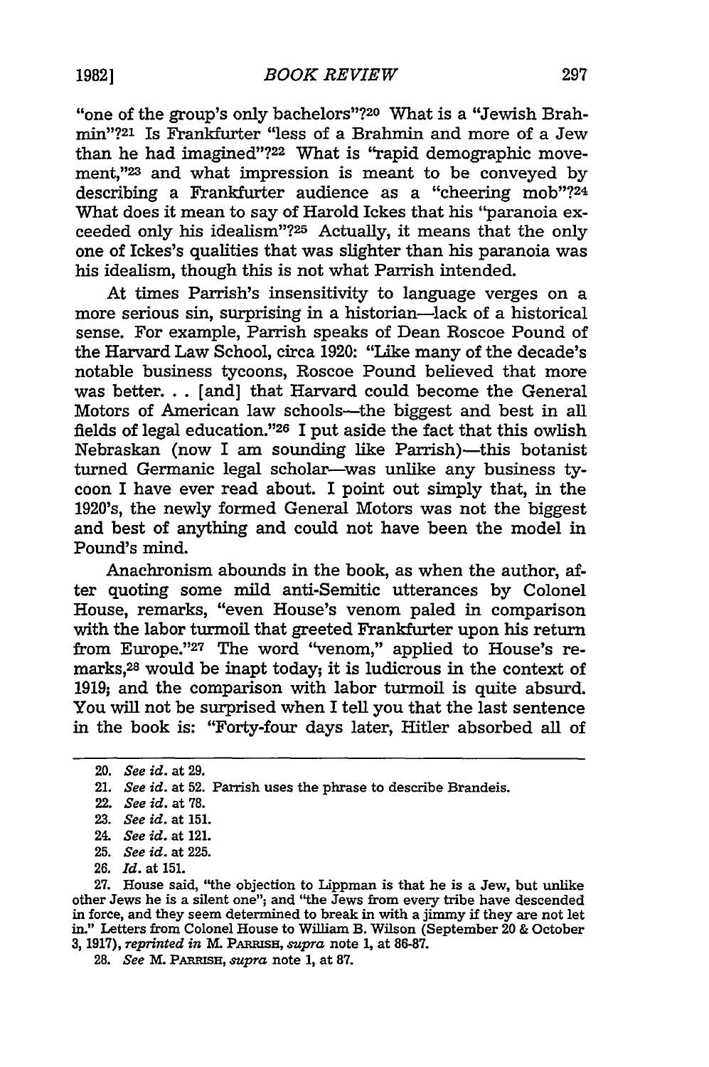"one of the group's only bachelors"?[20] What is a "Jewish Brahmin"?[21] Is Frankfurter "less of a Brahmin and more of a Jew than he had imagined"?[22] What is "rapid demographic movement,"[23] and what impression is meant to be conveyed by describing a Frankfurter audience as a "cheering mob"?[24] What does it mean to say of Harold Ickes that his "paranoia exceeded only his idealism"?[25] Actually, it means that the only one of Ickes's qualities that was slighter than his paranoia was his idealism, though this is not what Parrish intended.

At times Parrish's insensitivity to language verges on a more serious sin, surprising in a historian—lack of a historical sense. For example, Parrish speaks of Dean Roscoe Pound of the Harvard Law School, circa 1920: "Like many of the decade's notable business tycoons, Roscoe Pound believed that more was better. . . [and] that Harvard could become the General Motors of American law schools—the biggest and best in all fields of legal education."[26] I put aside the fact that this owlish Nebraskan (now I am sounding like Parrish)—this botanist turned Germanic legal scholar—was unlike any business tycoon I have ever read about. I point out simply that, in the 1920's, the newly formed General Motors was not the biggest and best of anything and could not have been the model in Pound's mind.

Anachronism abounds in the book, as when the author, after quoting some mild anti-Semitic utterances by Colonel House, remarks, "even House's venom paled in comparison with the labor turmoil that greeted Frankfurter upon his return from Europe."[27] The word "venom," applied to House's remarks,[28] would be inapt today; it is ludicrous in the context of 1919; and the comparison with labor turmoil is quite absurd. You will not be surprised when I tell you that the last sentence in the book is: "Forty-four days later, Hitler absorbed all of

---

20. *See id.* at 29.

21. *See id.* at 52. Parrish uses the phrase to describe Brandeis.

22. *See id.* at 78.

23. *See id.* at 151.

24. *See id.* at 121.

25. *See id.* at 225.

26. *Id.* at 151.

27. House said, "the objection to Lippman is that he is a Jew, but unlike other Jews he is a silent one"; and "the Jews from every tribe have descended in force, and they seem determined to break in with a jimmy if they are not let in." Letters from Colonel House to William B. Wilson (September 20 & October 3, 1917), *reprinted in* M. PARRISH, *supra* note 1, at 86-87.

28. *See* M. PARRISH, *supra* note 1, at 87.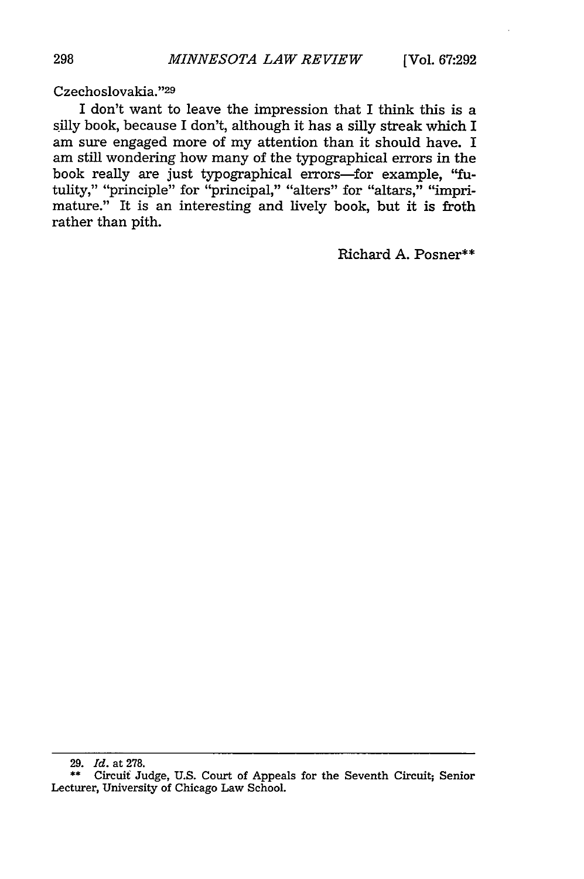Czechoslovakia."[29]

I don't want to leave the impression that I think this is a silly book, because I don't, although it has a silly streak which I am sure engaged more of my attention than it should have. I am still wondering how many of the typographical errors in the book really are just typographical errors—for example, "futulity," "principle" for "principal," "alters" for "altars," "imprimature." It is an interesting and lively book, but it is froth rather than pith.

Richard A. Posner**

---

29. *Id.* at 278.

** Circuit Judge, U.S. Court of Appeals for the Seventh Circuit; Senior Lecturer, University of Chicago Law School.